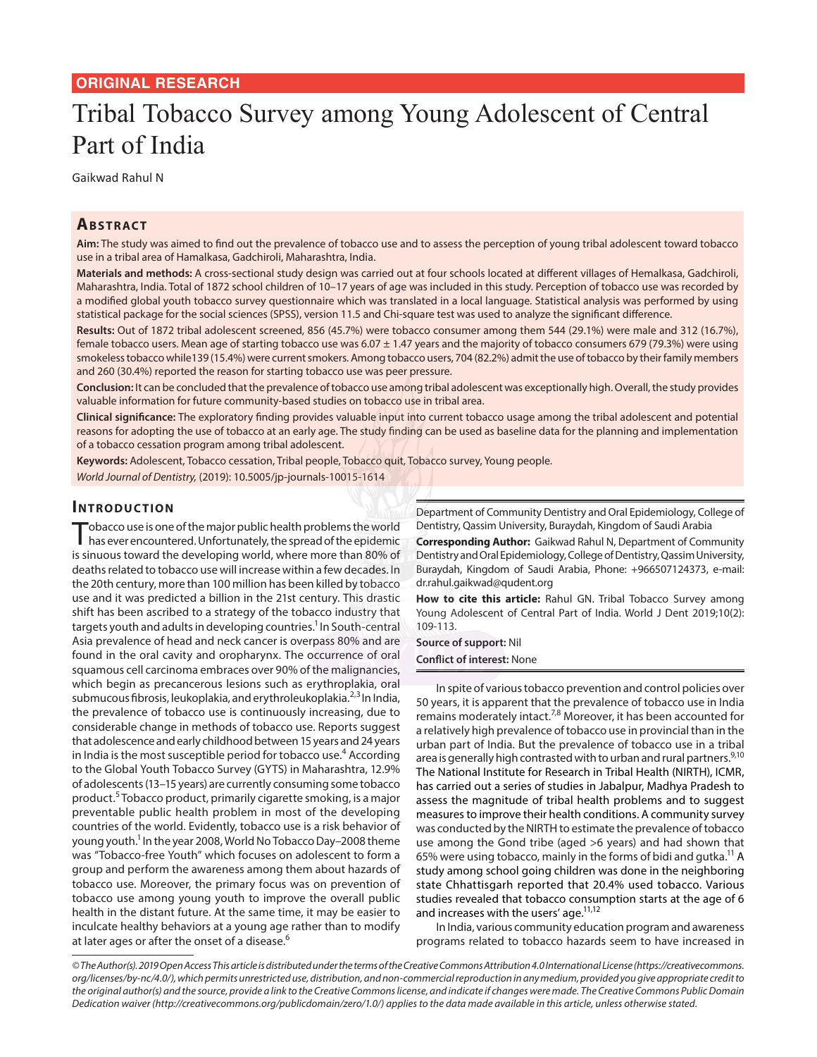ORIGINAL RESEARCH

# Tribal Tobacco Survey among Young Adolescent of Central Part of India

Gaikwad Rahul N

## Abstract

**Aim:** The study was aimed to find out the prevalence of tobacco use and to assess the perception of young tribal adolescent toward tobacco use in a tribal area of Hamalkasa, Gadchiroli, Maharashtra, India.

**Materials and methods:** A cross-sectional study design was carried out at four schools located at different villages of Hemalkasa, Gadchiroli, Maharashtra, India. Total of 1872 school children of 10–17 years of age was included in this study. Perception of tobacco use was recorded by a modified global youth tobacco survey questionnaire which was translated in a local language. Statistical analysis was performed by using statistical package for the social sciences (SPSS), version 11.5 and Chi-square test was used to analyze the significant difference.

**Results:** Out of 1872 tribal adolescent screened, 856 (45.7%) were tobacco consumer among them 544 (29.1%) were male and 312 (16.7%), female tobacco users. Mean age of starting tobacco use was 6.07 ± 1.47 years and the majority of tobacco consumers 679 (79.3%) were using smokeless tobacco while139 (15.4%) were current smokers. Among tobacco users, 704 (82.2%) admit the use of tobacco by their family members and 260 (30.4%) reported the reason for starting tobacco use was peer pressure.

**Conclusion:** It can be concluded that the prevalence of tobacco use among tribal adolescent was exceptionally high. Overall, the study provides valuable information for future community-based studies on tobacco use in tribal area.

**Clinical significance:** The exploratory finding provides valuable input into current tobacco usage among the tribal adolescent and potential reasons for adopting the use of tobacco at an early age. The study finding can be used as baseline data for the planning and implementation of a tobacco cessation program among tribal adolescent.

**Keywords:** Adolescent, Tobacco cessation, Tribal people, Tobacco quit, Tobacco survey, Young people.

*World Journal of Dentistry,* (2019): 10.5005/jp-journals-10015-1614

## Introduction

Tobacco use is one of the major public health problems the world has ever encountered. Unfortunately, the spread of the epidemic is sinuous toward the developing world, where more than 80% of deaths related to tobacco use will increase within a few decades. In the 20th century, more than 100 million has been killed by tobacco use and it was predicted a billion in the 21st century. This drastic shift has been ascribed to a strategy of the tobacco industry that targets youth and adults in developing countries.[1] In South-central Asia prevalence of head and neck cancer is overpass 80% and are found in the oral cavity and oropharynx. The occurrence of oral squamous cell carcinoma embraces over 90% of the malignancies, which begin as precancerous lesions such as erythroplakia, oral submucous fibrosis, leukoplakia, and erythroleukoplakia.[2,3] In India, the prevalence of tobacco use is continuously increasing, due to considerable change in methods of tobacco use. Reports suggest that adolescence and early childhood between 15 years and 24 years in India is the most susceptible period for tobacco use.[4] According to the Global Youth Tobacco Survey (GYTS) in Maharashtra, 12.9% of adolescents (13–15 years) are currently consuming some tobacco product.[5] Tobacco product, primarily cigarette smoking, is a major preventable public health problem in most of the developing countries of the world. Evidently, tobacco use is a risk behavior of young youth.[1] In the year 2008, World No Tobacco Day–2008 theme was "Tobacco-free Youth" which focuses on adolescent to form a group and perform the awareness among them about hazards of tobacco use. Moreover, the primary focus was on prevention of tobacco use among young youth to improve the overall public health in the distant future. At the same time, it may be easier to inculcate healthy behaviors at a young age rather than to modify at later ages or after the onset of a disease.[6]

Department of Community Dentistry and Oral Epidemiology, College of Dentistry, Qassim University, Buraydah, Kingdom of Saudi Arabia

**Corresponding Author:** Gaikwad Rahul N, Department of Community Dentistry and Oral Epidemiology, College of Dentistry, Qassim University, Buraydah, Kingdom of Saudi Arabia, Phone: +966507124373, e-mail: dr.rahul.gaikwad@qudent.org

**How to cite this article:** Rahul GN. Tribal Tobacco Survey among Young Adolescent of Central Part of India. World J Dent 2019;10(2): 109-113.

**Source of support:** Nil

**Conflict of interest:** None

In spite of various tobacco prevention and control policies over 50 years, it is apparent that the prevalence of tobacco use in India remains moderately intact.[7,8] Moreover, it has been accounted for a relatively high prevalence of tobacco use in provincial than in the urban part of India. But the prevalence of tobacco use in a tribal area is generally high contrasted with to urban and rural partners.[9,10] The National Institute for Research in Tribal Health (NIRTH), ICMR, has carried out a series of studies in Jabalpur, Madhya Pradesh to assess the magnitude of tribal health problems and to suggest measures to improve their health conditions. A community survey was conducted by the NIRTH to estimate the prevalence of tobacco use among the Gond tribe (aged >6 years) and had shown that 65% were using tobacco, mainly in the forms of bidi and gutka.[11] A study among school going children was done in the neighboring state Chhattisgarh reported that 20.4% used tobacco. Various studies revealed that tobacco consumption starts at the age of 6 and increases with the users' age.[11,12]

In India, various community education program and awareness programs related to tobacco hazards seem to have increased in

*© The Author(s). 2019 Open Access This article is distributed under the terms of the Creative Commons Attribution 4.0 International License (https://creativecommons.org/licenses/by-nc/4.0/), which permits unrestricted use, distribution, and non-commercial reproduction in any medium, provided you give appropriate credit to the original author(s) and the source, provide a link to the Creative Commons license, and indicate if changes were made. The Creative Commons Public Domain Dedication waiver (http://creativecommons.org/publicdomain/zero/1.0/) applies to the data made available in this article, unless otherwise stated.*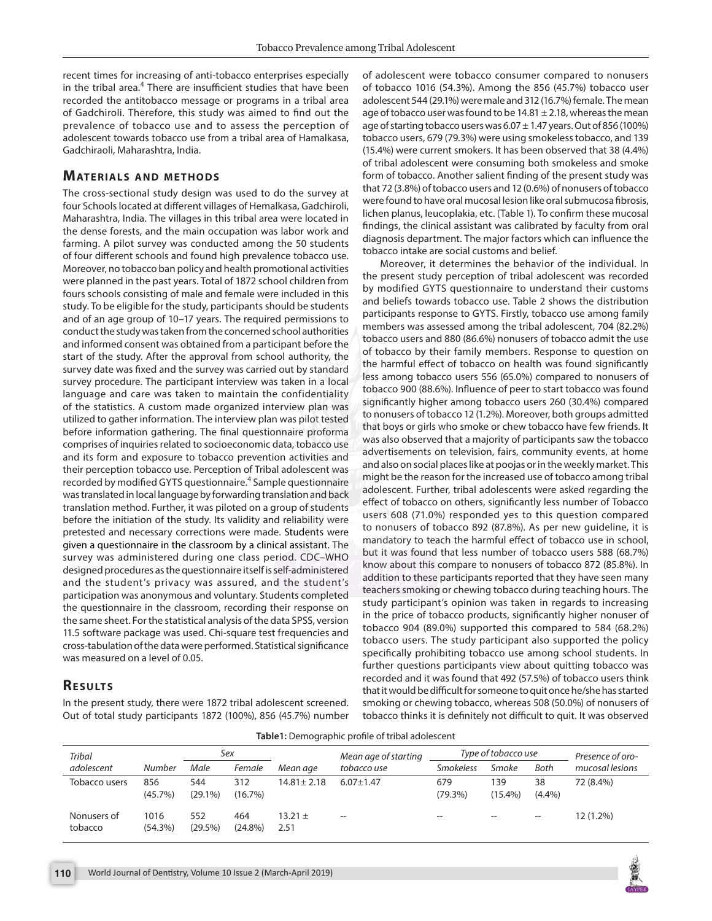recent times for increasing of anti-tobacco enterprises especially in the tribal area.[4] There are insufficient studies that have been recorded the antitobacco message or programs in a tribal area of Gadchiroli. Therefore, this study was aimed to find out the prevalence of tobacco use and to assess the perception of adolescent towards tobacco use from a tribal area of Hamalkasa, Gadchiraoli, Maharashtra, India.

## Materials and methods

The cross-sectional study design was used to do the survey at four Schools located at different villages of Hemalkasa, Gadchiroli, Maharashtra, India. The villages in this tribal area were located in the dense forests, and the main occupation was labor work and farming. A pilot survey was conducted among the 50 students of four different schools and found high prevalence tobacco use. Moreover, no tobacco ban policy and health promotional activities were planned in the past years. Total of 1872 school children from fours schools consisting of male and female were included in this study. To be eligible for the study, participants should be students and of an age group of 10–17 years. The required permissions to conduct the study was taken from the concerned school authorities and informed consent was obtained from a participant before the start of the study. After the approval from school authority, the survey date was fixed and the survey was carried out by standard survey procedure. The participant interview was taken in a local language and care was taken to maintain the confidentiality of the statistics. A custom made organized interview plan was utilized to gather information. The interview plan was pilot tested before information gathering. The final questionnaire proforma comprises of inquiries related to socioeconomic data, tobacco use and its form and exposure to tobacco prevention activities and their perception tobacco use. Perception of Tribal adolescent was recorded by modified GYTS questionnaire.[4] Sample questionnaire was translated in local language by forwarding translation and back translation method. Further, it was piloted on a group of students before the initiation of the study. Its validity and reliability were pretested and necessary corrections were made. Students were given a questionnaire in the classroom by a clinical assistant. The survey was administered during one class period. CDC–WHO designed procedures as the questionnaire itself is self-administered and the student's privacy was assured, and the student's participation was anonymous and voluntary. Students completed the questionnaire in the classroom, recording their response on the same sheet. For the statistical analysis of the data SPSS, version 11.5 software package was used. Chi-square test frequencies and cross-tabulation of the data were performed. Statistical significance was measured on a level of 0.05.

## Results

In the present study, there were 1872 tribal adolescent screened. Out of total study participants 1872 (100%), 856 (45.7%) number of adolescent were tobacco consumer compared to nonusers of tobacco 1016 (54.3%). Among the 856 (45.7%) tobacco user adolescent 544 (29.1%) were male and 312 (16.7%) female. The mean age of tobacco user was found to be 14.81 ± 2.18, whereas the mean age of starting tobacco users was 6.07 ± 1.47 years. Out of 856 (100%) tobacco users, 679 (79.3%) were using smokeless tobacco, and 139 (15.4%) were current smokers. It has been observed that 38 (4.4%) of tribal adolescent were consuming both smokeless and smoke form of tobacco. Another salient finding of the present study was that 72 (3.8%) of tobacco users and 12 (0.6%) of nonusers of tobacco were found to have oral mucosal lesion like oral submucosa fibrosis, lichen planus, leucoplakia, etc. (Table 1). To confirm these mucosal findings, the clinical assistant was calibrated by faculty from oral diagnosis department. The major factors which can influence the tobacco intake are social customs and belief.

Moreover, it determines the behavior of the individual. In the present study perception of tribal adolescent was recorded by modified GYTS questionnaire to understand their customs and beliefs towards tobacco use. Table 2 shows the distribution participants response to GYTS. Firstly, tobacco use among family members was assessed among the tribal adolescent, 704 (82.2%) tobacco users and 880 (86.6%) nonusers of tobacco admit the use of tobacco by their family members. Response to question on the harmful effect of tobacco on health was found significantly less among tobacco users 556 (65.0%) compared to nonusers of tobacco 900 (88.6%). Influence of peer to start tobacco was found significantly higher among tobacco users 260 (30.4%) compared to nonusers of tobacco 12 (1.2%). Moreover, both groups admitted that boys or girls who smoke or chew tobacco have few friends. It was also observed that a majority of participants saw the tobacco advertisements on television, fairs, community events, at home and also on social places like at poojas or in the weekly market. This might be the reason for the increased use of tobacco among tribal adolescent. Further, tribal adolescents were asked regarding the effect of tobacco on others, significantly less number of Tobacco users 608 (71.0%) responded yes to this question compared to nonusers of tobacco 892 (87.8%). As per new guideline, it is mandatory to teach the harmful effect of tobacco use in school, but it was found that less number of tobacco users 588 (68.7%) know about this compare to nonusers of tobacco 872 (85.8%). In addition to these participants reported that they have seen many teachers smoking or chewing tobacco during teaching hours. The study participant's opinion was taken in regards to increasing in the price of tobacco products, significantly higher nonuser of tobacco 904 (89.0%) supported this compared to 584 (68.2%) tobacco users. The study participant also supported the policy specifically prohibiting tobacco use among school students. In further questions participants view about quitting tobacco was recorded and it was found that 492 (57.5%) of tobacco users think that it would be difficult for someone to quit once he/she has started smoking or chewing tobacco, whereas 508 (50.0%) of nonusers of tobacco thinks it is definitely not difficult to quit. It was observed

**Table1:** Demographic profile of tribal adolescent

| *Tribal adolescent* | *Number* | *Sex* | | *Mean age* | *Mean age of starting tobacco use* | *Type of tobacco use* | | | *Presence of oro-mucosal lesions* |
|---|---|---|---|---|---|---|---|---|---|
| | | *Male* | *Female* | | | *Smokeless* | *Smoke* | *Both* | |
| Tobacco users | 856 (45.7%) | 544 (29.1%) | 312 (16.7%) | 14.81± 2.18 | 6.07±1.47 | 679 (79.3%) | 139 (15.4%) | 38 (4.4%) | 72 (8.4%) |
| Nonusers of tobacco | 1016 (54.3%) | 552 (29.5%) | 464 (24.8%) | 13.21 ± 2.51 | -- | -- | -- | -- | 12 (1.2%) |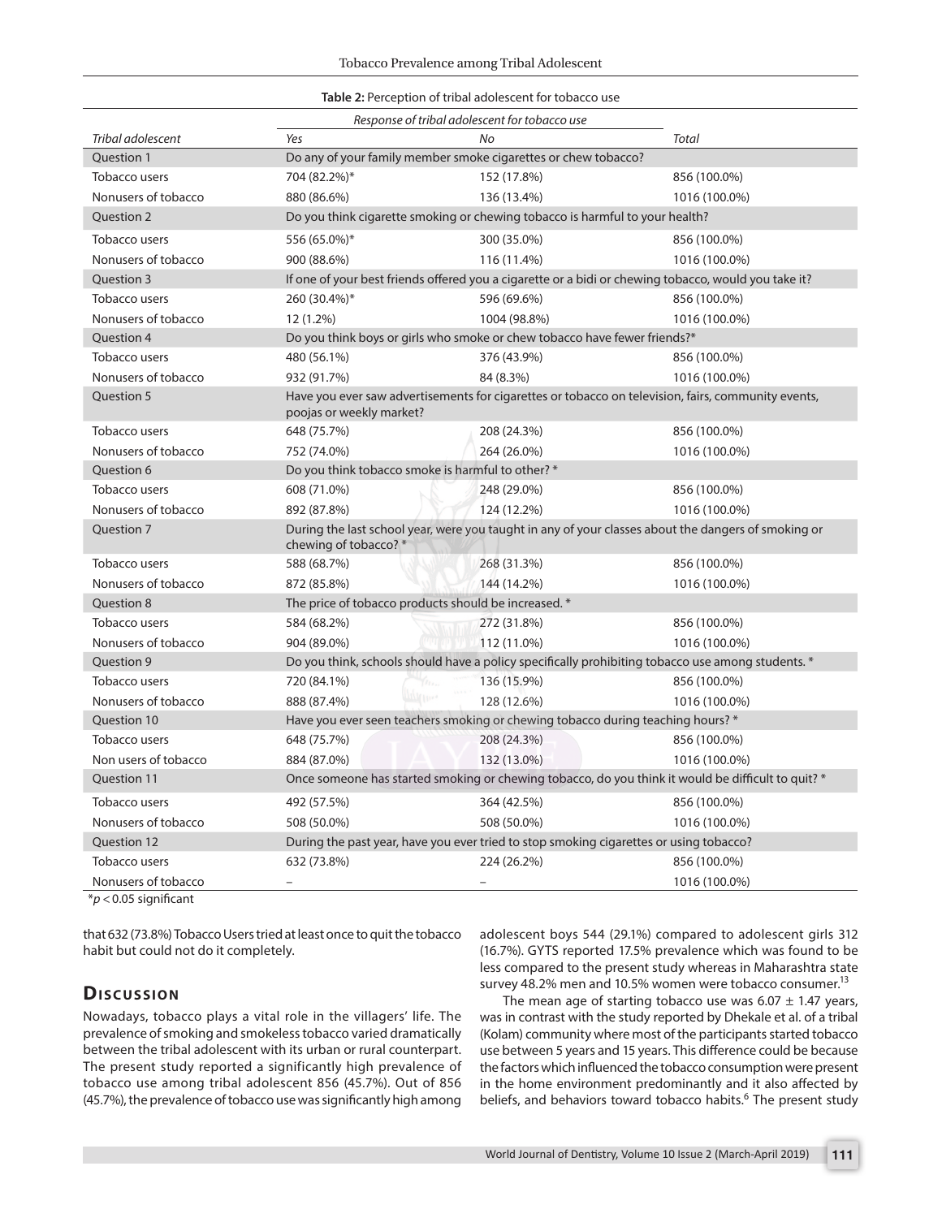**Table 2:** Perception of tribal adolescent for tobacco use

| | Response of tribal adolescent for tobacco use | | |
|---|---|---|---|
| *Tribal adolescent* | *Yes* | *No* | *Total* |
| Question 1 | Do any of your family member smoke cigarettes or chew tobacco? | | |
| Tobacco users | 704 (82.2%)* | 152 (17.8%) | 856 (100.0%) |
| Nonusers of tobacco | 880 (86.6%) | 136 (13.4%) | 1016 (100.0%) |
| Question 2 | Do you think cigarette smoking or chewing tobacco is harmful to your health? | | |
| Tobacco users | 556 (65.0%)* | 300 (35.0%) | 856 (100.0%) |
| Nonusers of tobacco | 900 (88.6%) | 116 (11.4%) | 1016 (100.0%) |
| Question 3 | If one of your best friends offered you a cigarette or a bidi or chewing tobacco, would you take it? | | |
| Tobacco users | 260 (30.4%)* | 596 (69.6%) | 856 (100.0%) |
| Nonusers of tobacco | 12 (1.2%) | 1004 (98.8%) | 1016 (100.0%) |
| Question 4 | Do you think boys or girls who smoke or chew tobacco have fewer friends?* | | |
| Tobacco users | 480 (56.1%) | 376 (43.9%) | 856 (100.0%) |
| Nonusers of tobacco | 932 (91.7%) | 84 (8.3%) | 1016 (100.0%) |
| Question 5 | Have you ever saw advertisements for cigarettes or tobacco on television, fairs, community events, poojas or weekly market? | | |
| Tobacco users | 648 (75.7%) | 208 (24.3%) | 856 (100.0%) |
| Nonusers of tobacco | 752 (74.0%) | 264 (26.0%) | 1016 (100.0%) |
| Question 6 | Do you think tobacco smoke is harmful to other? * | | |
| Tobacco users | 608 (71.0%) | 248 (29.0%) | 856 (100.0%) |
| Nonusers of tobacco | 892 (87.8%) | 124 (12.2%) | 1016 (100.0%) |
| Question 7 | During the last school year, were you taught in any of your classes about the dangers of smoking or chewing of tobacco? * | | |
| Tobacco users | 588 (68.7%) | 268 (31.3%) | 856 (100.0%) |
| Nonusers of tobacco | 872 (85.8%) | 144 (14.2%) | 1016 (100.0%) |
| Question 8 | The price of tobacco products should be increased. * | | |
| Tobacco users | 584 (68.2%) | 272 (31.8%) | 856 (100.0%) |
| Nonusers of tobacco | 904 (89.0%) | 112 (11.0%) | 1016 (100.0%) |
| Question 9 | Do you think, schools should have a policy specifically prohibiting tobacco use among students. * | | |
| Tobacco users | 720 (84.1%) | 136 (15.9%) | 856 (100.0%) |
| Nonusers of tobacco | 888 (87.4%) | 128 (12.6%) | 1016 (100.0%) |
| Question 10 | Have you ever seen teachers smoking or chewing tobacco during teaching hours? * | | |
| Tobacco users | 648 (75.7%) | 208 (24.3%) | 856 (100.0%) |
| Non users of tobacco | 884 (87.0%) | 132 (13.0%) | 1016 (100.0%) |
| Question 11 | Once someone has started smoking or chewing tobacco, do you think it would be difficult to quit? * | | |
| Tobacco users | 492 (57.5%) | 364 (42.5%) | 856 (100.0%) |
| Nonusers of tobacco | 508 (50.0%) | 508 (50.0%) | 1016 (100.0%) |
| Question 12 | During the past year, have you ever tried to stop smoking cigarettes or using tobacco? | | |
| Tobacco users | 632 (73.8%) | 224 (26.2%) | 856 (100.0%) |
| Nonusers of tobacco | – | – | 1016 (100.0%) |

*$p < 0.05$ significant

that 632 (73.8%) Tobacco Users tried at least once to quit the tobacco habit but could not do it completely.

## Discussion

Nowadays, tobacco plays a vital role in the villagers' life. The prevalence of smoking and smokeless tobacco varied dramatically between the tribal adolescent with its urban or rural counterpart. The present study reported a significantly high prevalence of tobacco use among tribal adolescent 856 (45.7%). Out of 856 (45.7%), the prevalence of tobacco use was significantly high among adolescent boys 544 (29.1%) compared to adolescent girls 312 (16.7%). GYTS reported 17.5% prevalence which was found to be less compared to the present study whereas in Maharashtra state survey 48.2% men and 10.5% women were tobacco consumer.[13]

The mean age of starting tobacco use was 6.07 ± 1.47 years, was in contrast with the study reported by Dhekale et al. of a tribal (Kolam) community where most of the participants started tobacco use between 5 years and 15 years. This difference could be because the factors which influenced the tobacco consumption were present in the home environment predominantly and it also affected by beliefs, and behaviors toward tobacco habits.[6] The present study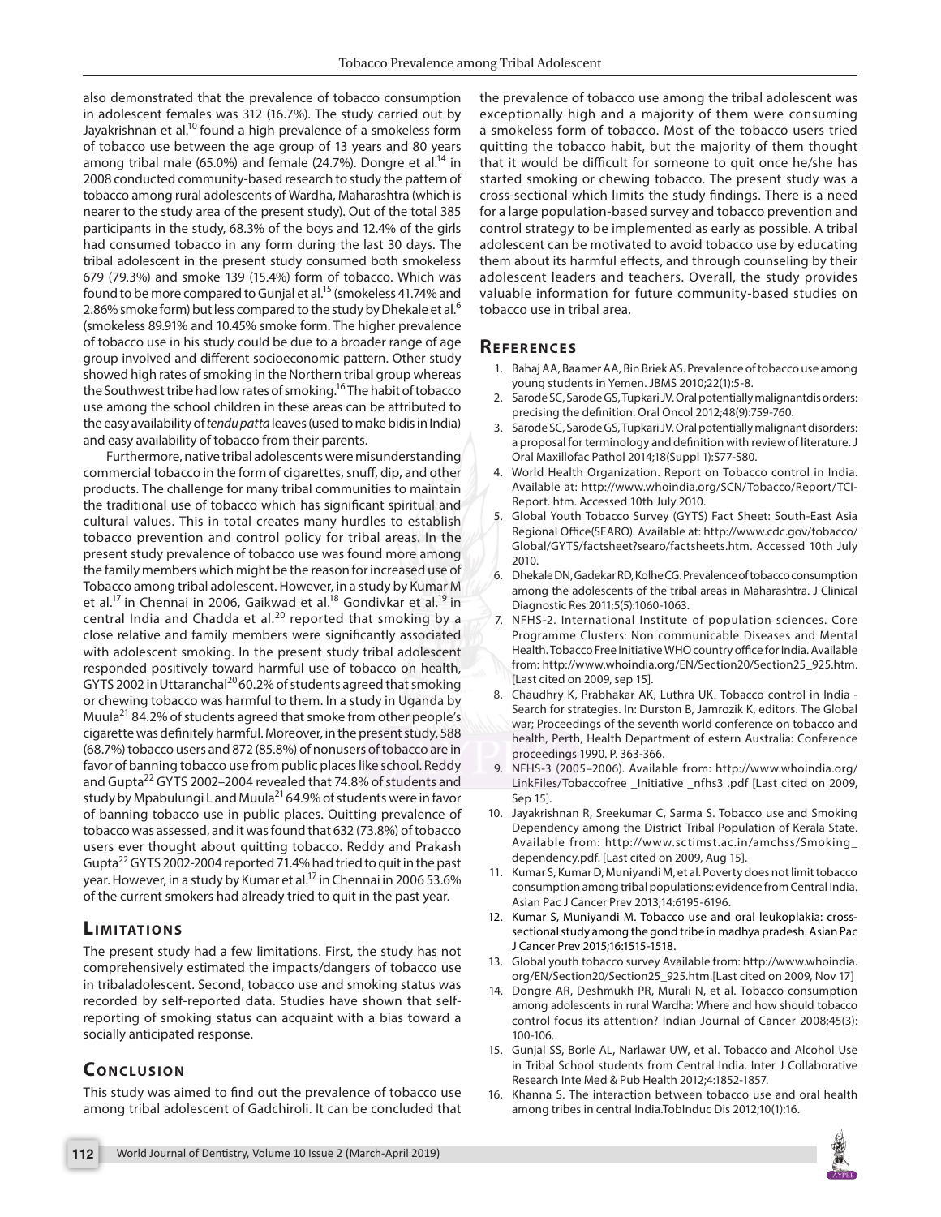also demonstrated that the prevalence of tobacco consumption in adolescent females was 312 (16.7%). The study carried out by Jayakrishnan et al.[10] found a high prevalence of a smokeless form of tobacco use between the age group of 13 years and 80 years among tribal male (65.0%) and female (24.7%). Dongre et al.[14] in 2008 conducted community-based research to study the pattern of tobacco among rural adolescents of Wardha, Maharashtra (which is nearer to the study area of the present study). Out of the total 385 participants in the study, 68.3% of the boys and 12.4% of the girls had consumed tobacco in any form during the last 30 days. The tribal adolescent in the present study consumed both smokeless 679 (79.3%) and smoke 139 (15.4%) form of tobacco. Which was found to be more compared to Gunjal et al.[15] (smokeless 41.74% and 2.86% smoke form) but less compared to the study by Dhekale et al.[6] (smokeless 89.91% and 10.45% smoke form. The higher prevalence of tobacco use in his study could be due to a broader range of age group involved and different socioeconomic pattern. Other study showed high rates of smoking in the Northern tribal group whereas the Southwest tribe had low rates of smoking.[16] The habit of tobacco use among the school children in these areas can be attributed to the easy availability of *tendu patta* leaves (used to make bidis in India) and easy availability of tobacco from their parents.

Furthermore, native tribal adolescents were misunderstanding commercial tobacco in the form of cigarettes, snuff, dip, and other products. The challenge for many tribal communities to maintain the traditional use of tobacco which has significant spiritual and cultural values. This in total creates many hurdles to establish tobacco prevention and control policy for tribal areas. In the present study prevalence of tobacco use was found more among the family members which might be the reason for increased use of Tobacco among tribal adolescent. However, in a study by Kumar M et al.[17] in Chennai in 2006, Gaikwad et al.[18] Gondivkar et al.[19] in central India and Chadda et al.[20] reported that smoking by a close relative and family members were significantly associated with adolescent smoking. In the present study tribal adolescent responded positively toward harmful use of tobacco on health, GYTS 2002 in Uttaranchal[20] 60.2% of students agreed that smoking or chewing tobacco was harmful to them. In a study in Uganda by Muula[21] 84.2% of students agreed that smoke from other people's cigarette was definitely harmful. Moreover, in the present study, 588 (68.7%) tobacco users and 872 (85.8%) of nonusers of tobacco are in favor of banning tobacco use from public places like school. Reddy and Gupta[22] GYTS 2002–2004 revealed that 74.8% of students and study by Mpabulungi L and Muula[21] 64.9% of students were in favor of banning tobacco use in public places. Quitting prevalence of tobacco was assessed, and it was found that 632 (73.8%) of tobacco users ever thought about quitting tobacco. Reddy and Prakash Gupta[22] GYTS 2002-2004 reported 71.4% had tried to quit in the past year. However, in a study by Kumar et al.[17] in Chennai in 2006 53.6% of the current smokers had already tried to quit in the past year.

## Limitations

The present study had a few limitations. First, the study has not comprehensively estimated the impacts/dangers of tobacco use in tribaladolescent. Second, tobacco use and smoking status was recorded by self-reported data. Studies have shown that self-reporting of smoking status can acquaint with a bias toward a socially anticipated response.

## Conclusion

This study was aimed to find out the prevalence of tobacco use among tribal adolescent of Gadchiroli. It can be concluded that the prevalence of tobacco use among the tribal adolescent was exceptionally high and a majority of them were consuming a smokeless form of tobacco. Most of the tobacco users tried quitting the tobacco habit, but the majority of them thought that it would be difficult for someone to quit once he/she has started smoking or chewing tobacco. The present study was a cross-sectional which limits the study findings. There is a need for a large population-based survey and tobacco prevention and control strategy to be implemented as early as possible. A tribal adolescent can be motivated to avoid tobacco use by educating them about its harmful effects, and through counseling by their adolescent leaders and teachers. Overall, the study provides valuable information for future community-based studies on tobacco use in tribal area.

## References

1. Bahaj AA, Baamer AA, Bin Briek AS. Prevalence of tobacco use among young students in Yemen. JBMS 2010;22(1):5-8.
2. Sarode SC, Sarode GS, Tupkari JV. Oral potentially malignantdis orders: precising the definition. Oral Oncol 2012;48(9):759-760.
3. Sarode SC, Sarode GS, Tupkari JV. Oral potentially malignant disorders: a proposal for terminology and definition with review of literature. J Oral Maxillofac Pathol 2014;18(Suppl 1):S77-S80.
4. World Health Organization. Report on Tobacco control in India. Available at: http://www.whoindia.org/SCN/Tobacco/Report/TCI-Report. htm. Accessed 10th July 2010.
5. Global Youth Tobacco Survey (GYTS) Fact Sheet: South-East Asia Regional Office(SEARO). Available at: http://www.cdc.gov/tobacco/Global/GYTS/factsheet?searo/factsheets.htm. Accessed 10th July 2010.
6. Dhekale DN, Gadekar RD, Kolhe CG. Prevalence of tobacco consumption among the adolescents of the tribal areas in Maharashtra. J Clinical Diagnostic Res 2011;5(5):1060-1063.
7. NFHS-2. International Institute of population sciences. Core Programme Clusters: Non communicable Diseases and Mental Health. Tobacco Free Initiative WHO country office for India. Available from: http://www.whoindia.org/EN/Section20/Section25_925.htm. [Last cited on 2009, sep 15].
8. Chaudhry K, Prabhakar AK, Luthra UK. Tobacco control in India - Search for strategies. In: Durston B, Jamrozik K, editors. The Global war; Proceedings of the seventh world conference on tobacco and health, Perth, Health Department of estern Australia: Conference proceedings 1990. P. 363-366.
9. NFHS-3 (2005–2006). Available from: http://www.whoindia.org/LinkFiles/Tobaccofree _Initiative _nfhs3 .pdf [Last cited on 2009, Sep 15].
10. Jayakrishnan R, Sreekumar C, Sarma S. Tobacco use and Smoking Dependency among the District Tribal Population of Kerala State. Available from: http://www.sctimst.ac.in/amchss/Smoking_dependency.pdf. [Last cited on 2009, Aug 15].
11. Kumar S, Kumar D, Muniyandi M, et al. Poverty does not limit tobacco consumption among tribal populations: evidence from Central India. Asian Pac J Cancer Prev 2013;14:6195-6196.
12. Kumar S, Muniyandi M. Tobacco use and oral leukoplakia: cross-sectional study among the gond tribe in madhya pradesh. Asian Pac J Cancer Prev 2015;16:1515-1518.
13. Global youth tobacco survey Available from: http://www.whoindia.org/EN/Section20/Section25_925.htm.[Last cited on 2009, Nov 17]
14. Dongre AR, Deshmukh PR, Murali N, et al. Tobacco consumption among adolescents in rural Wardha: Where and how should tobacco control focus its attention? Indian Journal of Cancer 2008;45(3):100-106.
15. Gunjal SS, Borle AL, Narlawar UW, et al. Tobacco and Alcohol Use in Tribal School students from Central India. Inter J Collaborative Research Inte Med & Pub Health 2012;4:1852-1857.
16. Khanna S. The interaction between tobacco use and oral health among tribes in central India.TobInduc Dis 2012;10(1):16.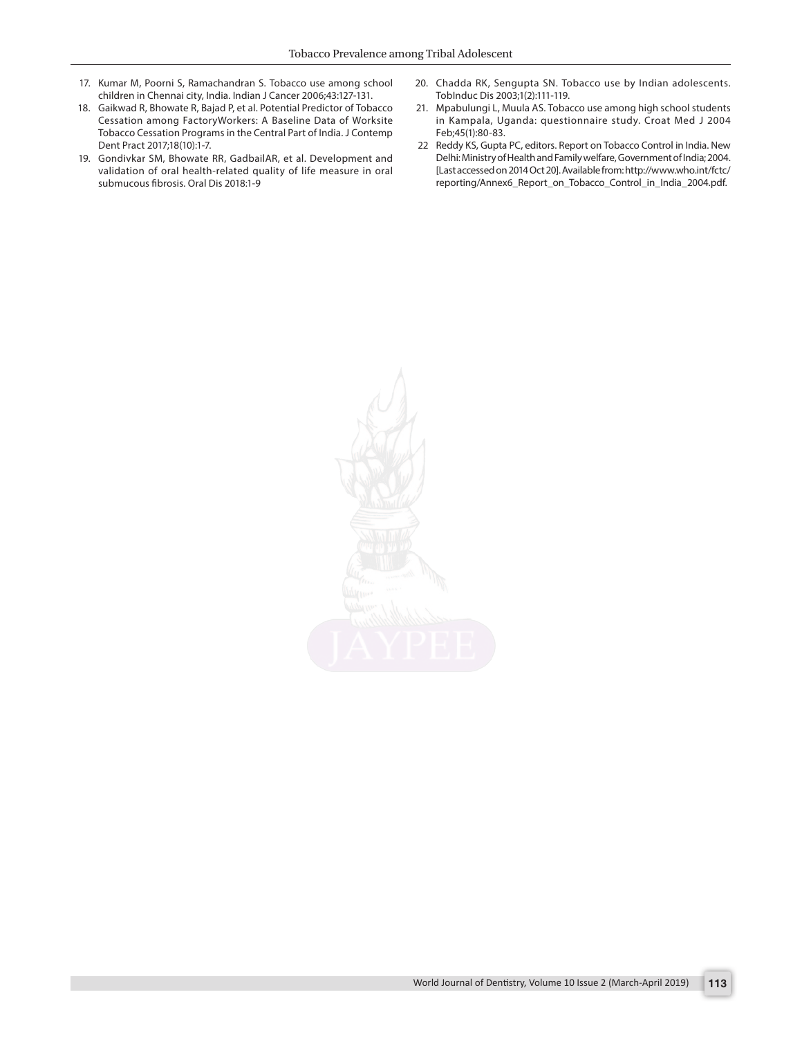17. Kumar M, Poorni S, Ramachandran S. Tobacco use among school children in Chennai city, India. Indian J Cancer 2006;43:127-131.
18. Gaikwad R, Bhowate R, Bajad P, et al. Potential Predictor of Tobacco Cessation among FactoryWorkers: A Baseline Data of Worksite Tobacco Cessation Programs in the Central Part of India. J Contemp Dent Pract 2017;18(10):1-7.
19. Gondivkar SM, Bhowate RR, GadbailAR, et al. Development and validation of oral health-related quality of life measure in oral submucous fibrosis. Oral Dis 2018:1-9
20. Chadda RK, Sengupta SN. Tobacco use by Indian adolescents. TobInduc Dis 2003;1(2):111-119.
21. Mpabulungi L, Muula AS. Tobacco use among high school students in Kampala, Uganda: questionnaire study. Croat Med J 2004 Feb;45(1):80-83.
22. Reddy KS, Gupta PC, editors. Report on Tobacco Control in India. New Delhi: Ministry of Health and Family welfare, Government of India; 2004. [Last accessed on 2014 Oct 20]. Available from: http://www.who.int/fctc/reporting/Annex6_Report_on_Tobacco_Control_in_India_2004.pdf.